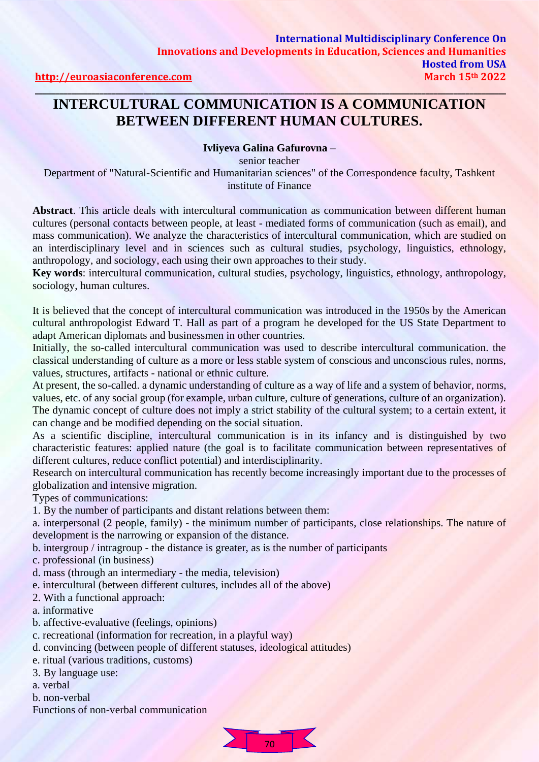# INTERCULTURAL COMMUNICATION IS A COMMUNICATION BETWEEN DIFFERENT HUMAN CULTURES.

**Ivliyeva Galina Gafurovna** –

senior teacher

Department of "Natural-Scientific and Humanitarian sciences" of the Correspondence faculty, Tashkent institute of Finance

**Abstract**. This article deals with intercultural communication as communication between different human cultures (personal contacts between people, at least - mediated forms of communication (such as email), and mass communication). We analyze the characteristics of intercultural communication, which are studied on an interdisciplinary level and in sciences such as cultural studies, psychology, linguistics, ethnology, anthropology, and sociology, each using their own approaches to their study.

**Key words**: intercultural communication, cultural studies, psychology, linguistics, ethnology, anthropology, sociology, human cultures.

It is believed that the concept of intercultural communication was introduced in the 1950s by the American cultural anthropologist Edward T. Hall as part of a program he developed for the US State Department to adapt American diplomats and businessmen in other countries.

Initially, the so-called intercultural communication was used to describe intercultural communication. the classical understanding of culture as a more or less stable system of conscious and unconscious rules, norms, values, structures, artifacts - national or ethnic culture.

At present, the so-called. a dynamic understanding of culture as a way of life and a system of behavior, norms, values, etc. of any social group (for example, urban culture, culture of generations, culture of an organization). The dynamic concept of culture does not imply a strict stability of the cultural system; to a certain extent, it can change and be modified depending on the social situation.

As a scientific discipline, intercultural communication is in its infancy and is distinguished by two characteristic features: applied nature (the goal is to facilitate communication between representatives of different cultures, reduce conflict potential) and interdisciplinarity.

Research on intercultural communication has recently become increasingly important due to the processes of globalization and intensive migration.

Types of communications:

1. By the number of participants and distant relations between them:

a. interpersonal (2 people, family) - the minimum number of participants, close relationships. The nature of development is the narrowing or expansion of the distance.

b. intergroup / intragroup - the distance is greater, as is the number of participants

c. professional (in business)

d. mass (through an intermediary - the media, television)

e. intercultural (between different cultures, includes all of the above)

2. With a functional approach:

a. informative

b. affective-evaluative (feelings, opinions)

c. recreational (information for recreation, in a playful way)

d. convincing (between people of different statuses, ideological attitudes)

e. ritual (various traditions, customs)

3. By language use:

a. verbal

b. non-verbal

Functions of non-verbal communication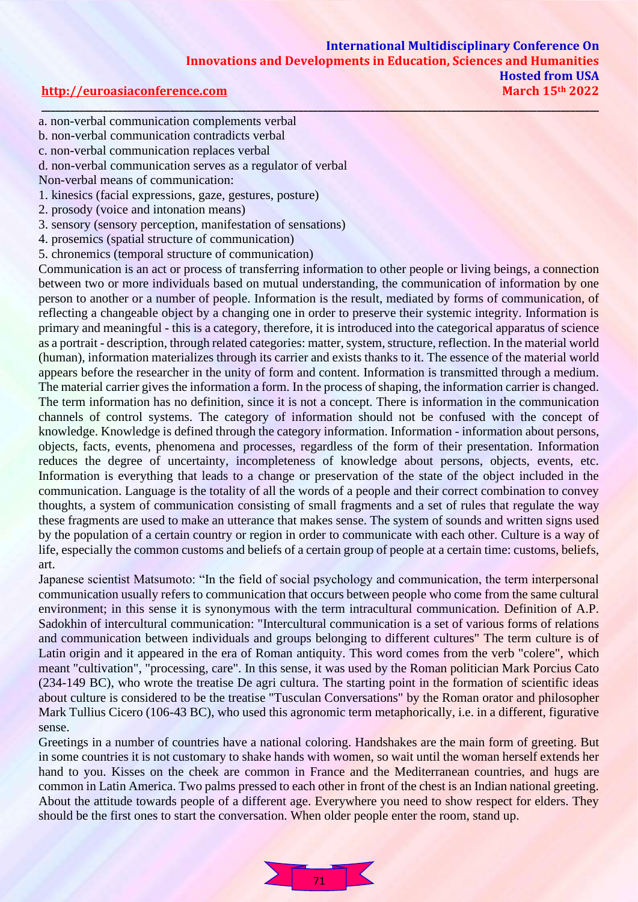a. non-verbal communication complements verbal  
b. non-verbal communication contradicts verbal  
c. non-verbal communication replaces verbal  
d. non-verbal communication serves as a regulator of verbal

Non-verbal means of communication:

1. kinesics (facial expressions, gaze, gestures, posture)
2. prosody (voice and intonation means)
3. sensory (sensory perception, manifestation of sensations)
4. prosemics (spatial structure of communication)
5. chronemics (temporal structure of communication)

Communication is an act or process of transferring information to other people or living beings, a connection between two or more individuals based on mutual understanding, the communication of information by one person to another or a number of people. Information is the result, mediated by forms of communication, of reflecting a changeable object by a changing one in order to preserve their systemic integrity. Information is primary and meaningful - this is a category, therefore, it is introduced into the categorical apparatus of science as a portrait - description, through related categories: matter, system, structure, reflection. In the material world (human), information materializes through its carrier and exists thanks to it. The essence of the material world appears before the researcher in the unity of form and content. Information is transmitted through a medium. The material carrier gives the information a form. In the process of shaping, the information carrier is changed. The term information has no definition, since it is not a concept. There is information in the communication channels of control systems. The category of information should not be confused with the concept of knowledge. Knowledge is defined through the category information. Information - information about persons, objects, facts, events, phenomena and processes, regardless of the form of their presentation. Information reduces the degree of uncertainty, incompleteness of knowledge about persons, objects, events, etc. Information is everything that leads to a change or preservation of the state of the object included in the communication. Language is the totality of all the words of a people and their correct combination to convey thoughts, a system of communication consisting of small fragments and a set of rules that regulate the way these fragments are used to make an utterance that makes sense. The system of sounds and written signs used by the population of a certain country or region in order to communicate with each other. Culture is a way of life, especially the common customs and beliefs of a certain group of people at a certain time: customs, beliefs, art.

Japanese scientist Matsumoto: "In the field of social psychology and communication, the term interpersonal communication usually refers to communication that occurs between people who come from the same cultural environment; in this sense it is synonymous with the term intracultural communication. Definition of A.P. Sadokhin of intercultural communication: "Intercultural communication is a set of various forms of relations and communication between individuals and groups belonging to different cultures" The term culture is of Latin origin and it appeared in the era of Roman antiquity. This word comes from the verb "colere", which meant "cultivation", "processing, care". In this sense, it was used by the Roman politician Mark Porcius Cato (234-149 BC), who wrote the treatise De agri cultura. The starting point in the formation of scientific ideas about culture is considered to be the treatise "Tusculan Conversations" by the Roman orator and philosopher Mark Tullius Cicero (106-43 BC), who used this agronomic term metaphorically, i.e. in a different, figurative sense.

Greetings in a number of countries have a national coloring. Handshakes are the main form of greeting. But in some countries it is not customary to shake hands with women, so wait until the woman herself extends her hand to you. Kisses on the cheek are common in France and the Mediterranean countries, and hugs are common in Latin America. Two palms pressed to each other in front of the chest is an Indian national greeting. About the attitude towards people of a different age. Everywhere you need to show respect for elders. They should be the first ones to start the conversation. When older people enter the room, stand up.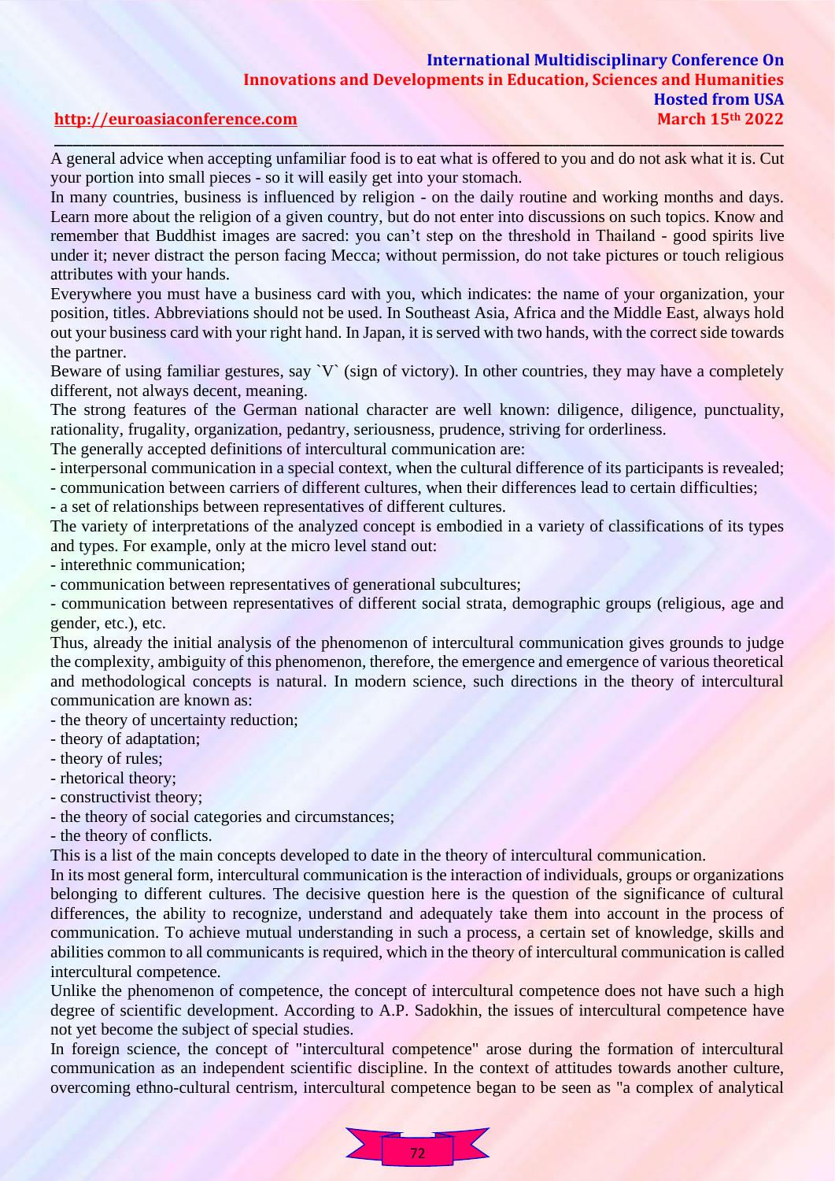A general advice when accepting unfamiliar food is to eat what is offered to you and do not ask what it is. Cut your portion into small pieces - so it will easily get into your stomach.

In many countries, business is influenced by religion - on the daily routine and working months and days. Learn more about the religion of a given country, but do not enter into discussions on such topics. Know and remember that Buddhist images are sacred: you can't step on the threshold in Thailand - good spirits live under it; never distract the person facing Mecca; without permission, do not take pictures or touch religious attributes with your hands.

Everywhere you must have a business card with you, which indicates: the name of your organization, your position, titles. Abbreviations should not be used. In Southeast Asia, Africa and the Middle East, always hold out your business card with your right hand. In Japan, it is served with two hands, with the correct side towards the partner.

Beware of using familiar gestures, say `V` (sign of victory). In other countries, they may have a completely different, not always decent, meaning.

The strong features of the German national character are well known: diligence, diligence, punctuality, rationality, frugality, organization, pedantry, seriousness, prudence, striving for orderliness.

The generally accepted definitions of intercultural communication are:

- interpersonal communication in a special context, when the cultural difference of its participants is revealed;
- communication between carriers of different cultures, when their differences lead to certain difficulties;
- a set of relationships between representatives of different cultures.

The variety of interpretations of the analyzed concept is embodied in a variety of classifications of its types and types. For example, only at the micro level stand out:

- interethnic communication;
- communication between representatives of generational subcultures;
- communication between representatives of different social strata, demographic groups (religious, age and gender, etc.), etc.

Thus, already the initial analysis of the phenomenon of intercultural communication gives grounds to judge the complexity, ambiguity of this phenomenon, therefore, the emergence and emergence of various theoretical and methodological concepts is natural. In modern science, such directions in the theory of intercultural communication are known as:

- the theory of uncertainty reduction;
- theory of adaptation;
- theory of rules;
- rhetorical theory;
- constructivist theory;
- the theory of social categories and circumstances;
- the theory of conflicts.

This is a list of the main concepts developed to date in the theory of intercultural communication.

In its most general form, intercultural communication is the interaction of individuals, groups or organizations belonging to different cultures. The decisive question here is the question of the significance of cultural differences, the ability to recognize, understand and adequately take them into account in the process of communication. To achieve mutual understanding in such a process, a certain set of knowledge, skills and abilities common to all communicants is required, which in the theory of intercultural communication is called intercultural competence.

Unlike the phenomenon of competence, the concept of intercultural competence does not have such a high degree of scientific development. According to A.P. Sadokhin, the issues of intercultural competence have not yet become the subject of special studies.

In foreign science, the concept of "intercultural competence" arose during the formation of intercultural communication as an independent scientific discipline. In the context of attitudes towards another culture, overcoming ethno-cultural centrism, intercultural competence began to be seen as "a complex of analytical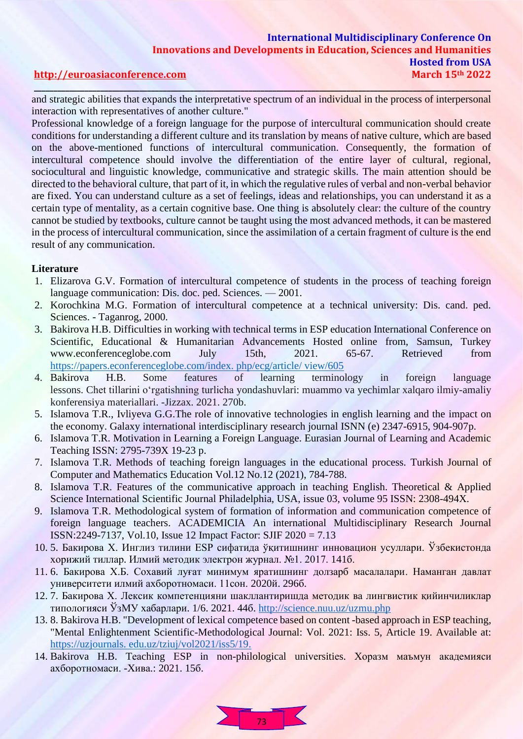and strategic abilities that expands the interpretative spectrum of an individual in the process of interpersonal interaction with representatives of another culture."

Professional knowledge of a foreign language for the purpose of intercultural communication should create conditions for understanding a different culture and its translation by means of native culture, which are based on the above-mentioned functions of intercultural communication. Consequently, the formation of intercultural competence should involve the differentiation of the entire layer of cultural, regional, sociocultural and linguistic knowledge, communicative and strategic skills. The main attention should be directed to the behavioral culture, that part of it, in which the regulative rules of verbal and non-verbal behavior are fixed. You can understand culture as a set of feelings, ideas and relationships, you can understand it as a certain type of mentality, as a certain cognitive base. One thing is absolutely clear: the culture of the country cannot be studied by textbooks, culture cannot be taught using the most advanced methods, it can be mastered in the process of intercultural communication, since the assimilation of a certain fragment of culture is the end result of any communication.

**Literature**

1. Elizarova G.V. Formation of intercultural competence of students in the process of teaching foreign language communication: Dis. doc. ped. Sciences. — 2001.
2. Korochkina M.G. Formation of intercultural competence at a technical university: Dis. cand. ped. Sciences. - Taganrog, 2000.
3. Bakirova H.B. Difficulties in working with technical terms in ESP education International Conference on Scientific, Educational & Humanitarian Advancements Hosted online from, Samsun, Turkey www.econferenceglobe.com July 15th, 2021. 65-67. Retrieved from https://papers.econferenceglobe.com/index. php/ecg/article/ view/605
4. Bakirova H.B. Some features of learning terminology in foreign language lessons. Chet tillarini o'rgatishning turlicha yondashuvlari: muammo va yechimlar xalqaro ilmiy-amaliy konferensiya materiallari. -Jizzax. 2021. 270b.
5. Islamova T.R., Ivliyeva G.G.The role of innovative technologies in english learning and the impact on the economy. Galaxy international interdisciplinary research journal ISNN (e) 2347-6915, 904-907p.
6. Islamova T.R. Motivation in Learning a Foreign Language. Eurasian Journal of Learning and Academic Teaching ISSN: 2795-739X 19-23 p.
7. Islamova T.R. Methods of teaching foreign languages in the educational process. Turkish Journal of Computer and Mathematics Education Vol.12 No.12 (2021), 784-788.
8. Islamova T.R. Features of the communicative approach in teaching English. Theoretical & Applied Science International Scientific Journal Philadelphia, USA, issue 03, volume 95 ISSN: 2308-494X.
9. Islamova T.R. Methodological system of formation of information and communication competence of foreign language teachers. ACADEMICIA An international Multidisciplinary Research Journal ISSN:2249-7137, Vol.10, Issue 12 Impact Factor: SJIF 2020 = 7.13
10. 5. Бакирова Х. Инглиз тилини ESP сифатида ўқитишнинг инновацион усуллари. Ўзбекистонда хорижий тиллар. Илмий методик электрон журнал. №1. 2017. 141б.
11. 6. Бакирова Х.Б. Сохавий луғат минимум яратишнинг долзарб масалалари. Наманган давлат университети илмий ахборотномаси. 11сон. 2020й. 296б.
12. 7. Бакирова Х. Лексик компетенцияни шакллантиришда методик ва лингвистик қийинчиликлар типологияси ЎзМУ хабарлари. 1/6. 2021. 44б. http://science.nuu.uz/uzmu.php
13. 8. Bakirova H.B. "Development of lexical competence based on content -based approach in ESP teaching, "Mental Enlightenment Scientific-Methodological Journal: Vol. 2021: Iss. 5, Article 19. Available at: https://uzjournals. edu.uz/tziuj/vol2021/iss5/19.
14. Bakirova H.B. Teaching ESP in non-philological universities. Хоразм маъмун академияси ахборотномаси. -Хива.: 2021. 15б.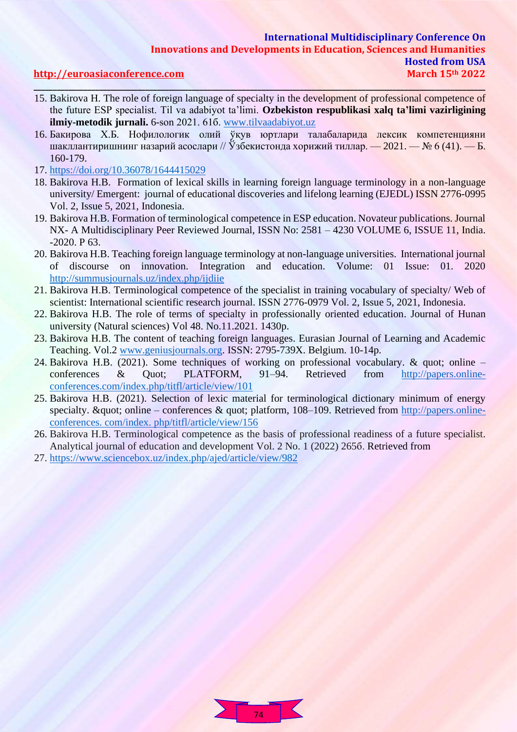15. Bakirova H. The role of foreign language of specialty in the development of professional competence of the future ESP specialist. Til va adabiyot ta'limi. **Ozbekiston respublikasi xalq ta'limi vazirligining ilmiy-metodik jurnali.** 6-son 2021. 61б. www.tilvaadabiyot.uz
16. Бакирова Х.Б. Нофилологик олий ўкув юртлари талабаларида лексик компетенцияни шакллантиришнинг назарий асослари // Ўзбекистонда хорижий тиллар. — 2021. — № 6 (41). — Б. 160-179.
17. https://doi.org/10.36078/1644415029
18. Bakirova H.B. Formation of lexical skills in learning foreign language terminology in a non-language university/ Emergent: journal of educational discoveries and lifelong learning (EJEDL) ISSN 2776-0995 Vol. 2, Issue 5, 2021, Indonesia.
19. Bakirova H.B. Formation of terminological competence in ESP education. Novateur publications. Journal NX- A Multidisciplinary Peer Reviewed Journal, ISSN No: 2581 – 4230 VOLUME 6, ISSUE 11, India. -2020. P 63.
20. Bakirova H.B. Teaching foreign language terminology at non-language universities. International journal of discourse on innovation. Integration and education. Volume: 01 Issue: 01. 2020 http://summusjournals.uz/index.php/ijdiie
21. Bakirova H.B. Terminological competence of the specialist in training vocabulary of specialty/ Web of scientist: International scientific research journal. ISSN 2776-0979 Vol. 2, Issue 5, 2021, Indonesia.
22. Bakirova H.B. The role of terms of specialty in professionally oriented education. Journal of Hunan university (Natural sciences) Vol 48. No.11.2021. 1430p.
23. Bakirova H.B. The content of teaching foreign languages. Eurasian Journal of Learning and Academic Teaching. Vol.2 www.geniusjournals.org. ISSN: 2795-739X. Belgium. 10-14p.
24. Bakirova H.B. (2021). Some techniques of working on professional vocabulary. & quot; online – conferences & Quot; PLATFORM, 91–94. Retrieved from http://papers.online-conferences.com/index.php/titfl/article/view/101
25. Bakirova H.B. (2021). Selection of lexic material for terminological dictionary minimum of energy specialty. &quot; online – conferences & quot; platform, 108–109. Retrieved from http://papers.online-conferences. com/index. php/titfl/article/view/156
26. Bakirova H.B. Terminological competence as the basis of professional readiness of a future specialist. Analytical journal of education and development Vol. 2 No. 1 (2022) 265б. Retrieved from
27. https://www.sciencebox.uz/index.php/ajed/article/view/982